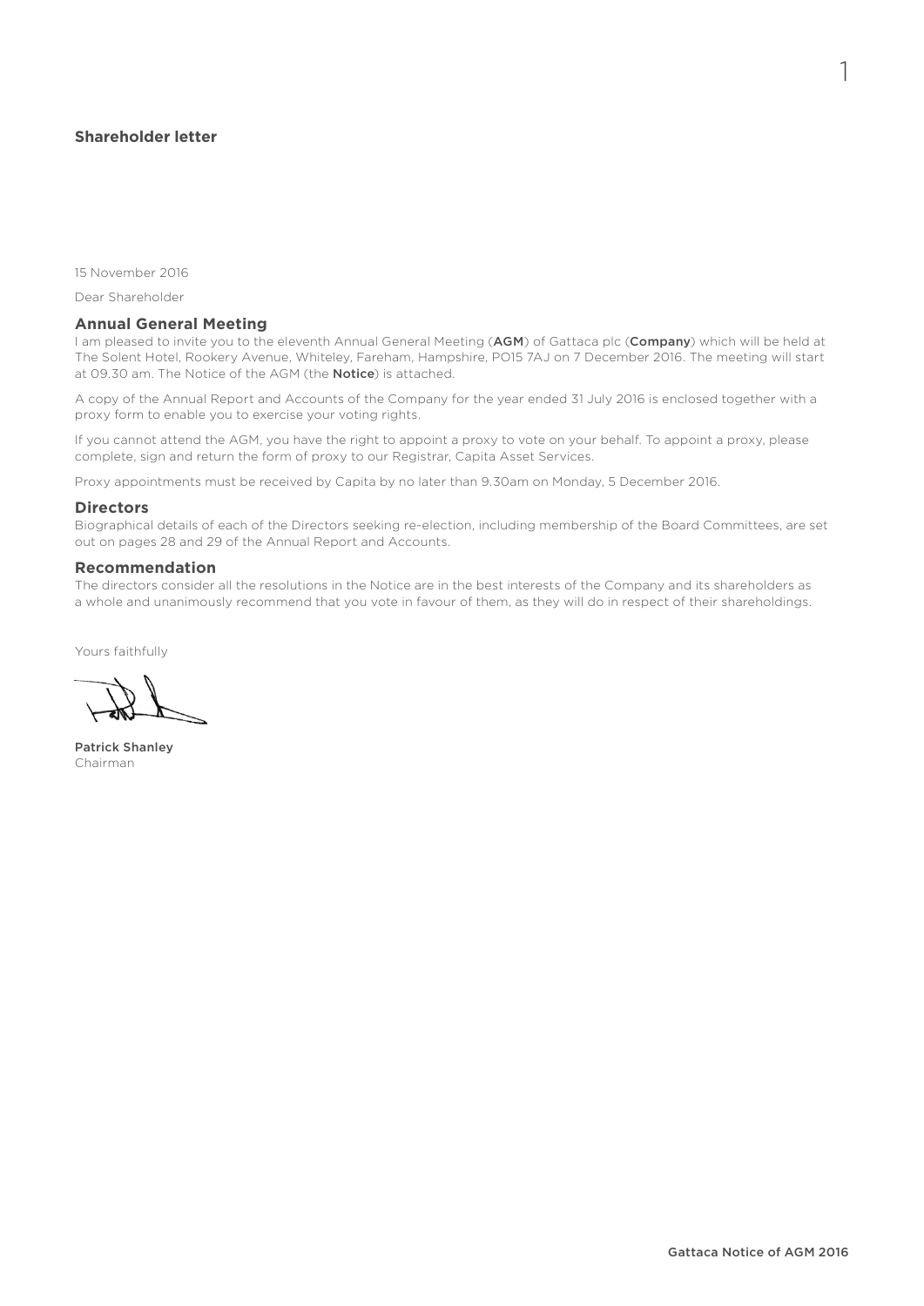## Shareholder letter

15 November 2016

Dear Shareholder

### Annual General Meeting

I am pleased to invite you to the eleventh Annual General Meeting (**AGM**) of Gattaca plc (**Company**) which will be held at The Solent Hotel, Rookery Avenue, Whiteley, Fareham, Hampshire, PO15 7AJ on 7 December 2016. The meeting will start at 09.30 am. The Notice of the AGM (the **Notice**) is attached.

A copy of the Annual Report and Accounts of the Company for the year ended 31 July 2016 is enclosed together with a proxy form to enable you to exercise your voting rights.

If you cannot attend the AGM, you have the right to appoint a proxy to vote on your behalf. To appoint a proxy, please complete, sign and return the form of proxy to our Registrar, Capita Asset Services.

Proxy appointments must be received by Capita by no later than 9.30am on Monday, 5 December 2016.

### Directors

Biographical details of each of the Directors seeking re-election, including membership of the Board Committees, are set out on pages 28 and 29 of the Annual Report and Accounts.

### Recommendation

The directors consider all the resolutions in the Notice are in the best interests of the Company and its shareholders as a whole and unanimously recommend that you vote in favour of them, as they will do in respect of their shareholdings.

Yours faithfully

**Patrick Shanley**
Chairman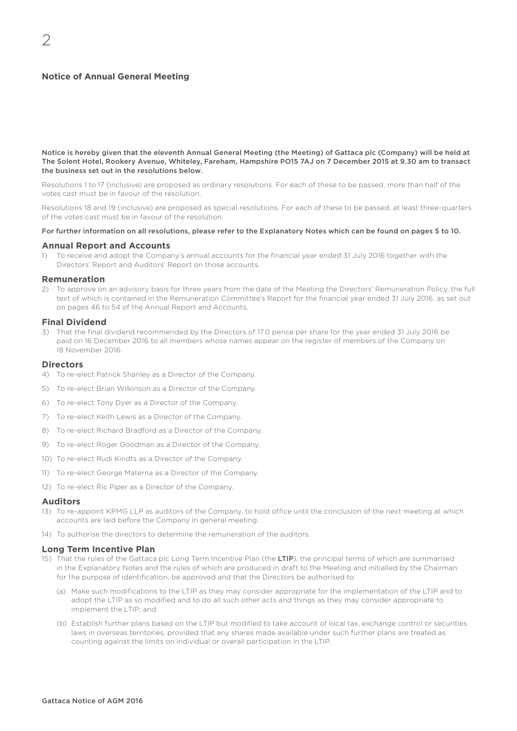# Notice of Annual General Meeting

**Notice is hereby given that the eleventh Annual General Meeting (the Meeting) of Gattaca plc (Company) will be held at The Solent Hotel, Rookery Avenue, Whiteley, Fareham, Hampshire PO15 7AJ on 7 December 2015 at 9.30 am to transact the business set out in the resolutions below.**

Resolutions 1 to 17 (inclusive) are proposed as ordinary resolutions. For each of these to be passed, more than half of the votes cast must be in favour of the resolution.

Resolutions 18 and 19 (inclusive) are proposed as special resolutions. For each of these to be passed, at least three-quarters of the votes cast must be in favour of the resolution.

**For further information on all resolutions, please refer to the Explanatory Notes which can be found on pages 5 to 10.**

## Annual Report and Accounts

1) To receive and adopt the Company's annual accounts for the financial year ended 31 July 2016 together with the Directors' Report and Auditors' Report on those accounts.

## Remuneration

2) To approve on an advisory basis for three years from the date of the Meeting the Directors' Remuneration Policy, the full text of which is contained in the Remuneration Committee's Report for the financial year ended 31 July 2016, as set out on pages 46 to 54 of the Annual Report and Accounts.

## Final Dividend

3) That the final dividend recommended by the Directors of 17.0 pence per share for the year ended 31 July 2016 be paid on 16 December 2016 to all members whose names appear on the register of members of the Company on 18 November 2016.

## Directors

4) To re-elect Patrick Shanley as a Director of the Company.
5) To re-elect Brian Wilkinson as a Director of the Company.
6) To re-elect Tony Dyer as a Director of the Company.
7) To re-elect Keith Lewis as a Director of the Company.
8) To re-elect Richard Bradford as a Director of the Company.
9) To re-elect Roger Goodman as a Director of the Company.
10) To re-elect Rudi Kindts as a Director of the Company.
11) To re-elect George Materna as a Director of the Company.
12) To re-elect Ric Piper as a Director of the Company.

## Auditors

13) To re-appoint KPMG LLP as auditors of the Company, to hold office until the conclusion of the next meeting at which accounts are laid before the Company in general meeting.
14) To authorise the directors to determine the remuneration of the auditors.

## Long Term Incentive Plan

15) That the rules of the Gattaca plc Long Term Incentive Plan (the **LTIP**), the principal terms of which are summarised in the Explanatory Notes and the rules of which are produced in draft to the Meeting and initialled by the Chairman for the purpose of identification, be approved and that the Directors be authorised to:

    (a) Make such modifications to the LTIP as they may consider appropriate for the implementation of the LTIP and to adopt the LTIP as so modified and to do all such other acts and things as they may consider appropriate to implement the LTIP; and

    (b) Establish further plans based on the LTIP but modified to take account of local tax, exchange control or securities laws in overseas territories, provided that any shares made available under such further plans are treated as counting against the limits on individual or overall participation in the LTIP.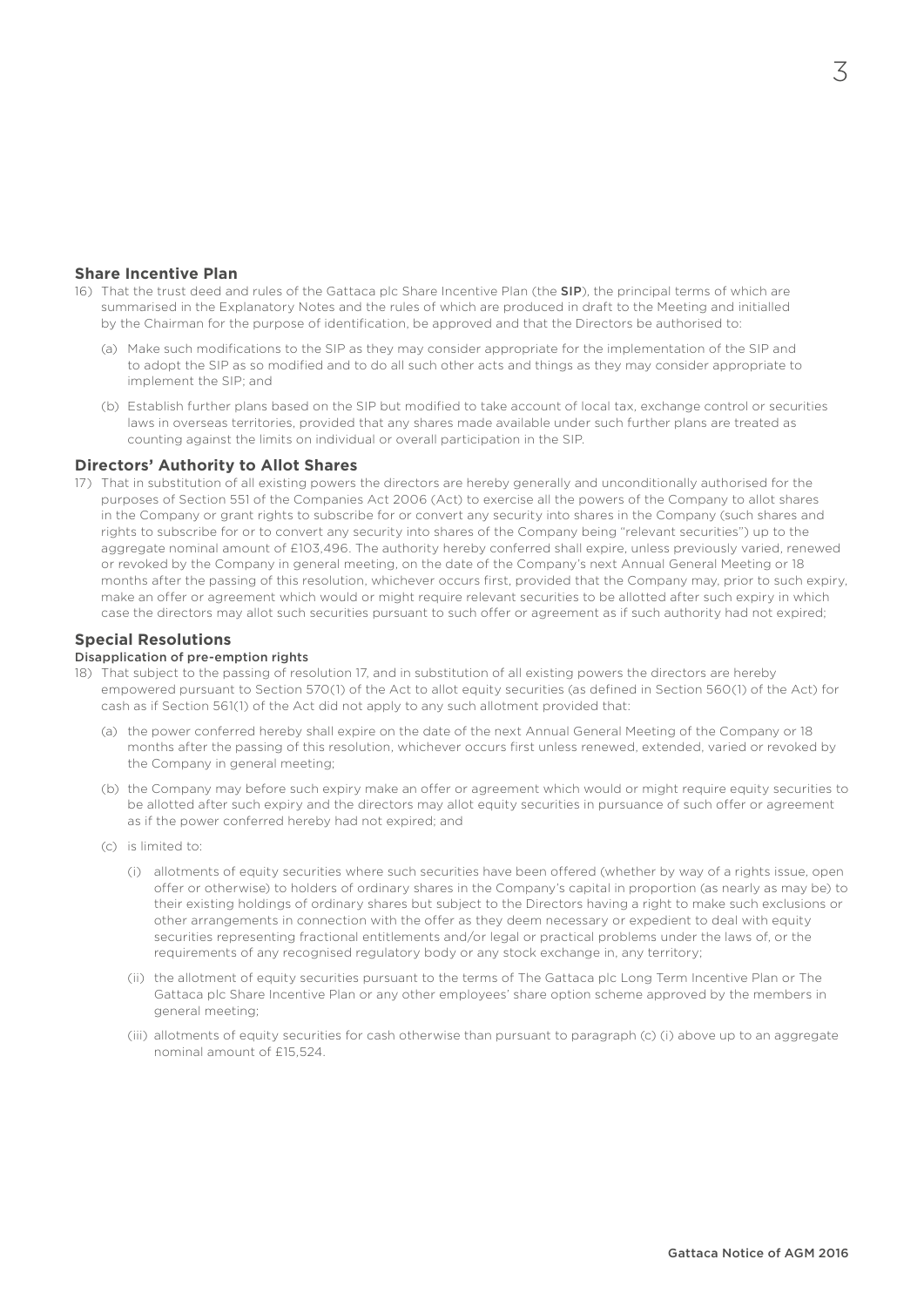## Share Incentive Plan

16) That the trust deed and rules of the Gattaca plc Share Incentive Plan (the **SIP**), the principal terms of which are summarised in the Explanatory Notes and the rules of which are produced in draft to the Meeting and initialled by the Chairman for the purpose of identification, be approved and that the Directors be authorised to:

   (a) Make such modifications to the SIP as they may consider appropriate for the implementation of the SIP and to adopt the SIP as so modified and to do all such other acts and things as they may consider appropriate to implement the SIP; and

   (b) Establish further plans based on the SIP but modified to take account of local tax, exchange control or securities laws in overseas territories, provided that any shares made available under such further plans are treated as counting against the limits on individual or overall participation in the SIP.

## Directors' Authority to Allot Shares

17) That in substitution of all existing powers the directors are hereby generally and unconditionally authorised for the purposes of Section 551 of the Companies Act 2006 (Act) to exercise all the powers of the Company to allot shares in the Company or grant rights to subscribe for or convert any security into shares in the Company (such shares and rights to subscribe for or to convert any security into shares of the Company being "relevant securities") up to the aggregate nominal amount of £103,496. The authority hereby conferred shall expire, unless previously varied, renewed or revoked by the Company in general meeting, on the date of the Company's next Annual General Meeting or 18 months after the passing of this resolution, whichever occurs first, provided that the Company may, prior to such expiry, make an offer or agreement which would or might require relevant securities to be allotted after such expiry in which case the directors may allot such securities pursuant to such offer or agreement as if such authority had not expired;

## Special Resolutions

### Disapplication of pre-emption rights

18) That subject to the passing of resolution 17, and in substitution of all existing powers the directors are hereby empowered pursuant to Section 570(1) of the Act to allot equity securities (as defined in Section 560(1) of the Act) for cash as if Section 561(1) of the Act did not apply to any such allotment provided that:

   (a) the power conferred hereby shall expire on the date of the next Annual General Meeting of the Company or 18 months after the passing of this resolution, whichever occurs first unless renewed, extended, varied or revoked by the Company in general meeting;

   (b) the Company may before such expiry make an offer or agreement which would or might require equity securities to be allotted after such expiry and the directors may allot equity securities in pursuance of such offer or agreement as if the power conferred hereby had not expired; and

   (c) is limited to:

      (i) allotments of equity securities where such securities have been offered (whether by way of a rights issue, open offer or otherwise) to holders of ordinary shares in the Company's capital in proportion (as nearly as may be) to their existing holdings of ordinary shares but subject to the Directors having a right to make such exclusions or other arrangements in connection with the offer as they deem necessary or expedient to deal with equity securities representing fractional entitlements and/or legal or practical problems under the laws of, or the requirements of any recognised regulatory body or any stock exchange in, any territory;

      (ii) the allotment of equity securities pursuant to the terms of The Gattaca plc Long Term Incentive Plan or The Gattaca plc Share Incentive Plan or any other employees' share option scheme approved by the members in general meeting;

      (iii) allotments of equity securities for cash otherwise than pursuant to paragraph (c) (i) above up to an aggregate nominal amount of £15,524.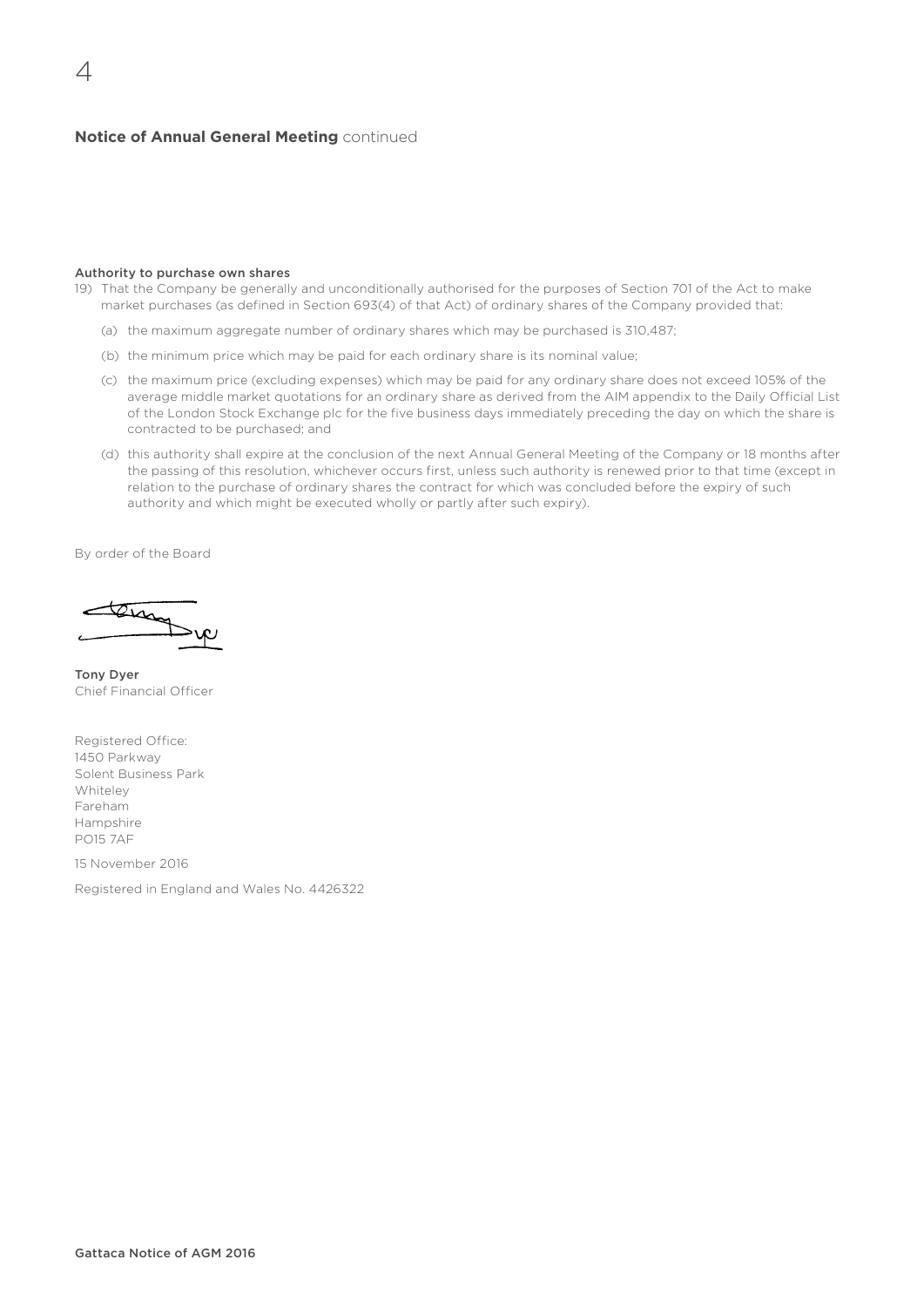**Notice of Annual General Meeting** continued

**Authority to purchase own shares**

19) That the Company be generally and unconditionally authorised for the purposes of Section 701 of the Act to make market purchases (as defined in Section 693(4) of that Act) of ordinary shares of the Company provided that:

   (a) the maximum aggregate number of ordinary shares which may be purchased is 310,487;

   (b) the minimum price which may be paid for each ordinary share is its nominal value;

   (c) the maximum price (excluding expenses) which may be paid for any ordinary share does not exceed 105% of the average middle market quotations for an ordinary share as derived from the AIM appendix to the Daily Official List of the London Stock Exchange plc for the five business days immediately preceding the day on which the share is contracted to be purchased; and

   (d) this authority shall expire at the conclusion of the next Annual General Meeting of the Company or 18 months after the passing of this resolution, whichever occurs first, unless such authority is renewed prior to that time (except in relation to the purchase of ordinary shares the contract for which was concluded before the expiry of such authority and which might be executed wholly or partly after such expiry).

By order of the Board

**Tony Dyer**
Chief Financial Officer

Registered Office:
1450 Parkway
Solent Business Park
Whiteley
Fareham
Hampshire
PO15 7AF

15 November 2016

Registered in England and Wales No. 4426322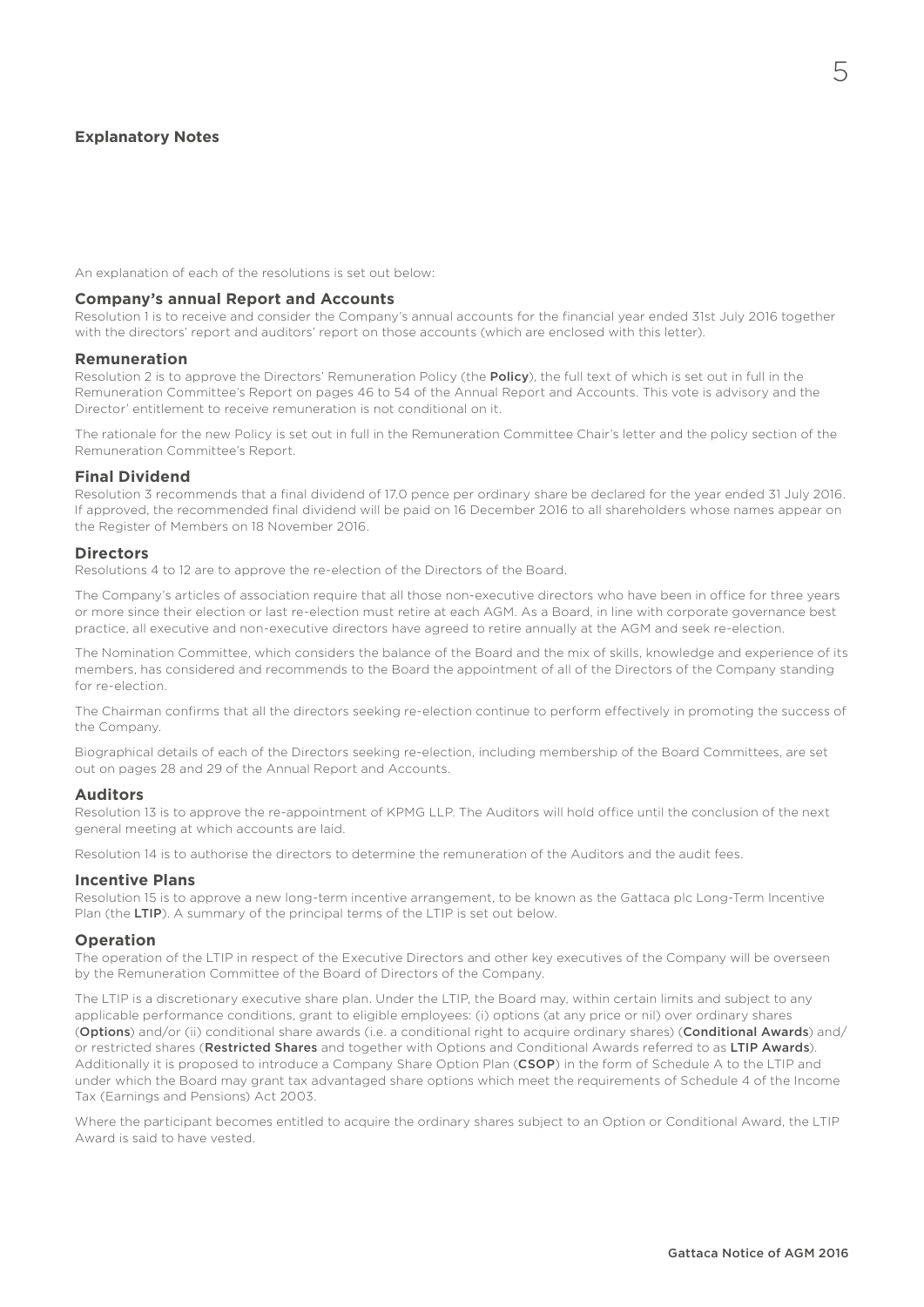## Explanatory Notes

An explanation of each of the resolutions is set out below:

### Company's annual Report and Accounts

Resolution 1 is to receive and consider the Company's annual accounts for the financial year ended 31st July 2016 together with the directors' report and auditors' report on those accounts (which are enclosed with this letter).

### Remuneration

Resolution 2 is to approve the Directors' Remuneration Policy (the **Policy**), the full text of which is set out in full in the Remuneration Committee's Report on pages 46 to 54 of the Annual Report and Accounts. This vote is advisory and the Director' entitlement to receive remuneration is not conditional on it.

The rationale for the new Policy is set out in full in the Remuneration Committee Chair's letter and the policy section of the Remuneration Committee's Report.

### Final Dividend

Resolution 3 recommends that a final dividend of 17.0 pence per ordinary share be declared for the year ended 31 July 2016. If approved, the recommended final dividend will be paid on 16 December 2016 to all shareholders whose names appear on the Register of Members on 18 November 2016.

### Directors

Resolutions 4 to 12 are to approve the re-election of the Directors of the Board.

The Company's articles of association require that all those non-executive directors who have been in office for three years or more since their election or last re-election must retire at each AGM. As a Board, in line with corporate governance best practice, all executive and non-executive directors have agreed to retire annually at the AGM and seek re-election.

The Nomination Committee, which considers the balance of the Board and the mix of skills, knowledge and experience of its members, has considered and recommends to the Board the appointment of all of the Directors of the Company standing for re-election.

The Chairman confirms that all the directors seeking re-election continue to perform effectively in promoting the success of the Company.

Biographical details of each of the Directors seeking re-election, including membership of the Board Committees, are set out on pages 28 and 29 of the Annual Report and Accounts.

### Auditors

Resolution 13 is to approve the re-appointment of KPMG LLP. The Auditors will hold office until the conclusion of the next general meeting at which accounts are laid.

Resolution 14 is to authorise the directors to determine the remuneration of the Auditors and the audit fees.

### Incentive Plans

Resolution 15 is to approve a new long-term incentive arrangement, to be known as the Gattaca plc Long-Term Incentive Plan (the **LTIP**). A summary of the principal terms of the LTIP is set out below.

### Operation

The operation of the LTIP in respect of the Executive Directors and other key executives of the Company will be overseen by the Remuneration Committee of the Board of Directors of the Company.

The LTIP is a discretionary executive share plan. Under the LTIP, the Board may, within certain limits and subject to any applicable performance conditions, grant to eligible employees: (i) options (at any price or nil) over ordinary shares (**Options**) and/or (ii) conditional share awards (i.e. a conditional right to acquire ordinary shares) (**Conditional Awards**) and/or restricted shares (**Restricted Shares** and together with Options and Conditional Awards referred to as **LTIP Awards**). Additionally it is proposed to introduce a Company Share Option Plan (**CSOP**) in the form of Schedule A to the LTIP and under which the Board may grant tax advantaged share options which meet the requirements of Schedule 4 of the Income Tax (Earnings and Pensions) Act 2003.

Where the participant becomes entitled to acquire the ordinary shares subject to an Option or Conditional Award, the LTIP Award is said to have vested.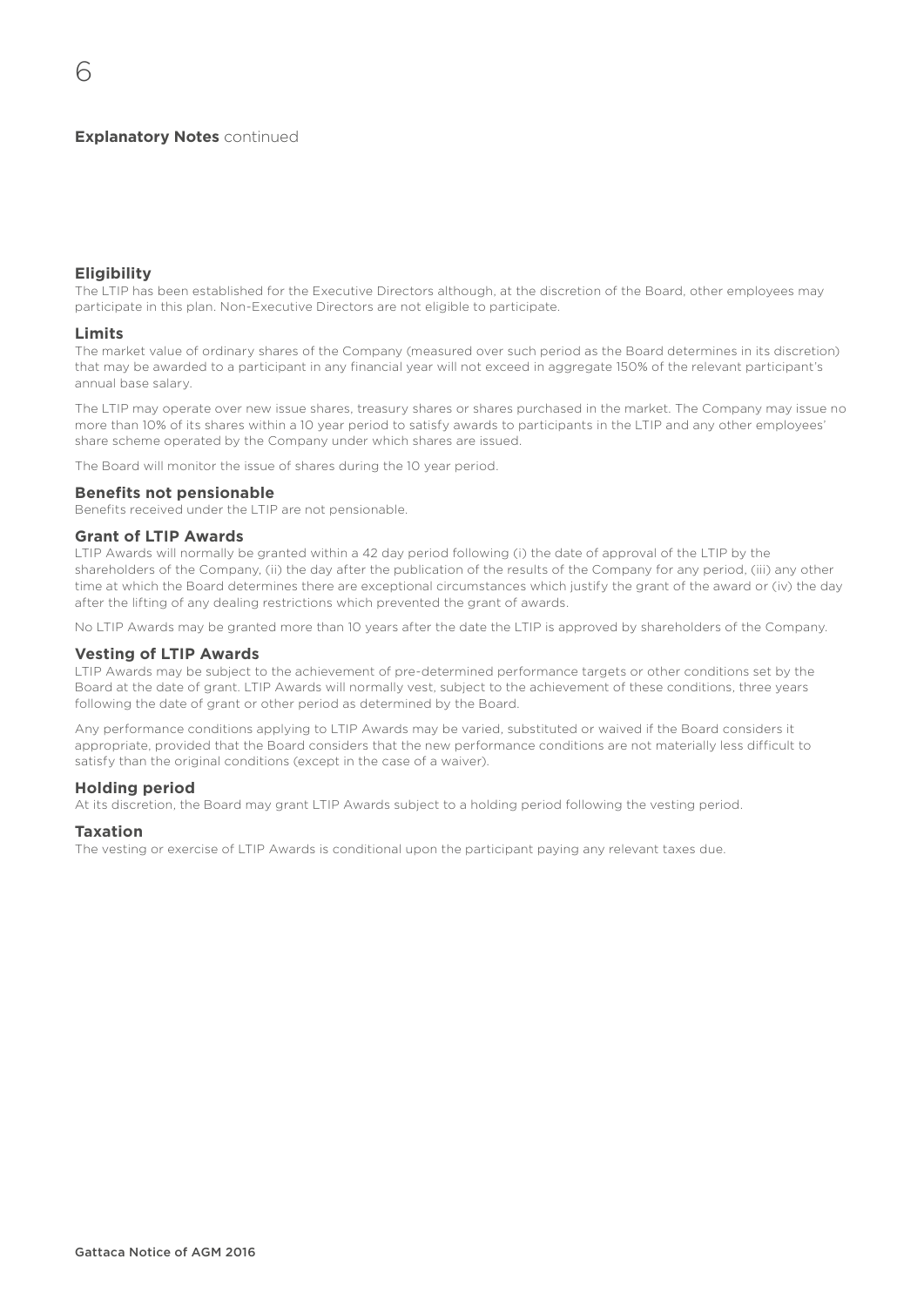**Explanatory Notes** continued

### Eligibility

The LTIP has been established for the Executive Directors although, at the discretion of the Board, other employees may participate in this plan. Non-Executive Directors are not eligible to participate.

### Limits

The market value of ordinary shares of the Company (measured over such period as the Board determines in its discretion) that may be awarded to a participant in any financial year will not exceed in aggregate 150% of the relevant participant's annual base salary.

The LTIP may operate over new issue shares, treasury shares or shares purchased in the market. The Company may issue no more than 10% of its shares within a 10 year period to satisfy awards to participants in the LTIP and any other employees' share scheme operated by the Company under which shares are issued.

The Board will monitor the issue of shares during the 10 year period.

### Benefits not pensionable

Benefits received under the LTIP are not pensionable.

### Grant of LTIP Awards

LTIP Awards will normally be granted within a 42 day period following (i) the date of approval of the LTIP by the shareholders of the Company, (ii) the day after the publication of the results of the Company for any period, (iii) any other time at which the Board determines there are exceptional circumstances which justify the grant of the award or (iv) the day after the lifting of any dealing restrictions which prevented the grant of awards.

No LTIP Awards may be granted more than 10 years after the date the LTIP is approved by shareholders of the Company.

### Vesting of LTIP Awards

LTIP Awards may be subject to the achievement of pre-determined performance targets or other conditions set by the Board at the date of grant. LTIP Awards will normally vest, subject to the achievement of these conditions, three years following the date of grant or other period as determined by the Board.

Any performance conditions applying to LTIP Awards may be varied, substituted or waived if the Board considers it appropriate, provided that the Board considers that the new performance conditions are not materially less difficult to satisfy than the original conditions (except in the case of a waiver).

### Holding period

At its discretion, the Board may grant LTIP Awards subject to a holding period following the vesting period.

### Taxation

The vesting or exercise of LTIP Awards is conditional upon the participant paying any relevant taxes due.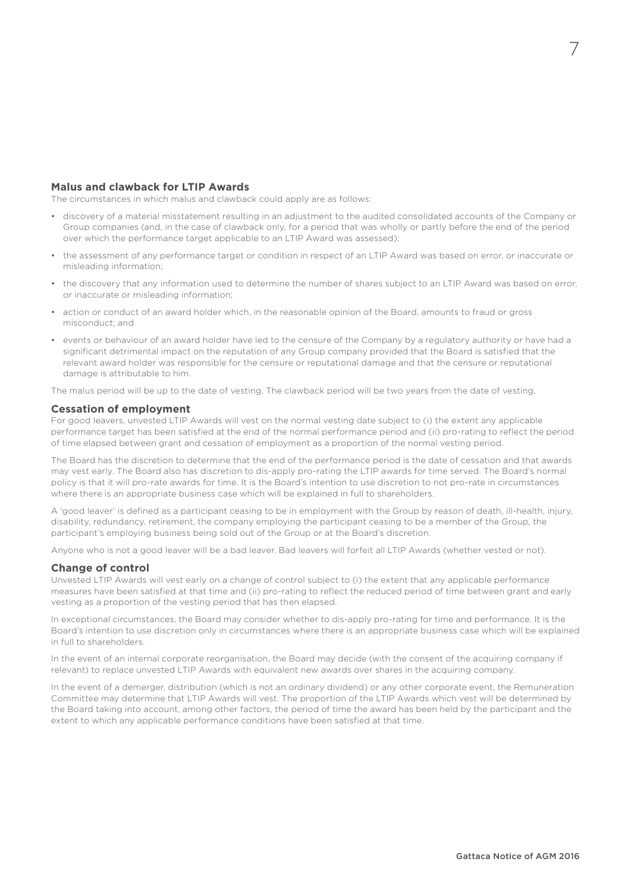## Malus and clawback for LTIP Awards

The circumstances in which malus and clawback could apply are as follows:

- discovery of a material misstatement resulting in an adjustment to the audited consolidated accounts of the Company or Group companies (and, in the case of clawback only, for a period that was wholly or partly before the end of the period over which the performance target applicable to an LTIP Award was assessed);
- the assessment of any performance target or condition in respect of an LTIP Award was based on error, or inaccurate or misleading information;
- the discovery that any information used to determine the number of shares subject to an LTIP Award was based on error, or inaccurate or misleading information;
- action or conduct of an award holder which, in the reasonable opinion of the Board, amounts to fraud or gross misconduct; and
- events or behaviour of an award holder have led to the censure of the Company by a regulatory authority or have had a significant detrimental impact on the reputation of any Group company provided that the Board is satisfied that the relevant award holder was responsible for the censure or reputational damage and that the censure or reputational damage is attributable to him.

The malus period will be up to the date of vesting. The clawback period will be two years from the date of vesting.

## Cessation of employment

For good leavers, unvested LTIP Awards will vest on the normal vesting date subject to (i) the extent any applicable performance target has been satisfied at the end of the normal performance period and (ii) pro-rating to reflect the period of time elapsed between grant and cessation of employment as a proportion of the normal vesting period.

The Board has the discretion to determine that the end of the performance period is the date of cessation and that awards may vest early. The Board also has discretion to dis-apply pro-rating the LTIP awards for time served. The Board's normal policy is that it will pro-rate awards for time. It is the Board's intention to use discretion to not pro-rate in circumstances where there is an appropriate business case which will be explained in full to shareholders.

A 'good leaver' is defined as a participant ceasing to be in employment with the Group by reason of death, ill-health, injury, disability, redundancy, retirement, the company employing the participant ceasing to be a member of the Group, the participant's employing business being sold out of the Group or at the Board's discretion.

Anyone who is not a good leaver will be a bad leaver. Bad leavers will forfeit all LTIP Awards (whether vested or not).

## Change of control

Unvested LTIP Awards will vest early on a change of control subject to (i) the extent that any applicable performance measures have been satisfied at that time and (ii) pro-rating to reflect the reduced period of time between grant and early vesting as a proportion of the vesting period that has then elapsed.

In exceptional circumstances, the Board may consider whether to dis-apply pro-rating for time and performance. It is the Board's intention to use discretion only in circumstances where there is an appropriate business case which will be explained in full to shareholders.

In the event of an internal corporate reorganisation, the Board may decide (with the consent of the acquiring company if relevant) to replace unvested LTIP Awards with equivalent new awards over shares in the acquiring company.

In the event of a demerger, distribution (which is not an ordinary dividend) or any other corporate event, the Remuneration Committee may determine that LTIP Awards will vest. The proportion of the LTIP Awards which vest will be determined by the Board taking into account, among other factors, the period of time the award has been held by the participant and the extent to which any applicable performance conditions have been satisfied at that time.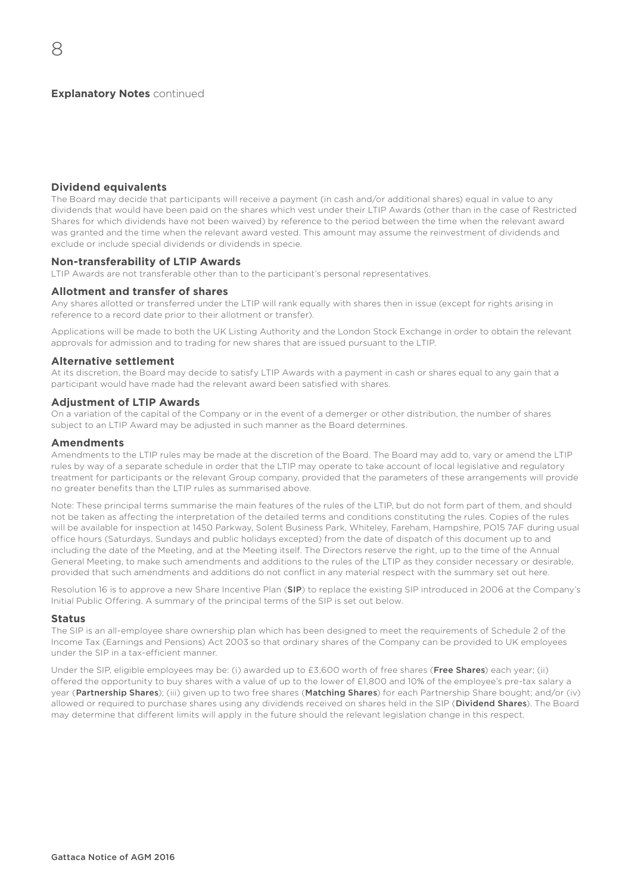**Explanatory Notes** continued

### Dividend equivalents

The Board may decide that participants will receive a payment (in cash and/or additional shares) equal in value to any dividends that would have been paid on the shares which vest under their LTIP Awards (other than in the case of Restricted Shares for which dividends have not been waived) by reference to the period between the time when the relevant award was granted and the time when the relevant award vested. This amount may assume the reinvestment of dividends and exclude or include special dividends or dividends in specie.

### Non-transferability of LTIP Awards

LTIP Awards are not transferable other than to the participant's personal representatives.

### Allotment and transfer of shares

Any shares allotted or transferred under the LTIP will rank equally with shares then in issue (except for rights arising in reference to a record date prior to their allotment or transfer).

Applications will be made to both the UK Listing Authority and the London Stock Exchange in order to obtain the relevant approvals for admission and to trading for new shares that are issued pursuant to the LTIP.

### Alternative settlement

At its discretion, the Board may decide to satisfy LTIP Awards with a payment in cash or shares equal to any gain that a participant would have made had the relevant award been satisfied with shares.

### Adjustment of LTIP Awards

On a variation of the capital of the Company or in the event of a demerger or other distribution, the number of shares subject to an LTIP Award may be adjusted in such manner as the Board determines.

### Amendments

Amendments to the LTIP rules may be made at the discretion of the Board. The Board may add to, vary or amend the LTIP rules by way of a separate schedule in order that the LTIP may operate to take account of local legislative and regulatory treatment for participants or the relevant Group company, provided that the parameters of these arrangements will provide no greater benefits than the LTIP rules as summarised above.

Note: These principal terms summarise the main features of the rules of the LTIP, but do not form part of them, and should not be taken as affecting the interpretation of the detailed terms and conditions constituting the rules. Copies of the rules will be available for inspection at 1450 Parkway, Solent Business Park, Whiteley, Fareham, Hampshire, PO15 7AF during usual office hours (Saturdays, Sundays and public holidays excepted) from the date of dispatch of this document up to and including the date of the Meeting, and at the Meeting itself. The Directors reserve the right, up to the time of the Annual General Meeting, to make such amendments and additions to the rules of the LTIP as they consider necessary or desirable, provided that such amendments and additions do not conflict in any material respect with the summary set out here.

Resolution 16 is to approve a new Share Incentive Plan (**SIP**) to replace the existing SIP introduced in 2006 at the Company's Initial Public Offering. A summary of the principal terms of the SIP is set out below.

### Status

The SIP is an all-employee share ownership plan which has been designed to meet the requirements of Schedule 2 of the Income Tax (Earnings and Pensions) Act 2003 so that ordinary shares of the Company can be provided to UK employees under the SIP in a tax-efficient manner.

Under the SIP, eligible employees may be: (i) awarded up to £3,600 worth of free shares (**Free Shares**) each year; (ii) offered the opportunity to buy shares with a value of up to the lower of £1,800 and 10% of the employee's pre-tax salary a year (**Partnership Shares**); (iii) given up to two free shares (**Matching Shares**) for each Partnership Share bought; and/or (iv) allowed or required to purchase shares using any dividends received on shares held in the SIP (**Dividend Shares**). The Board may determine that different limits will apply in the future should the relevant legislation change in this respect.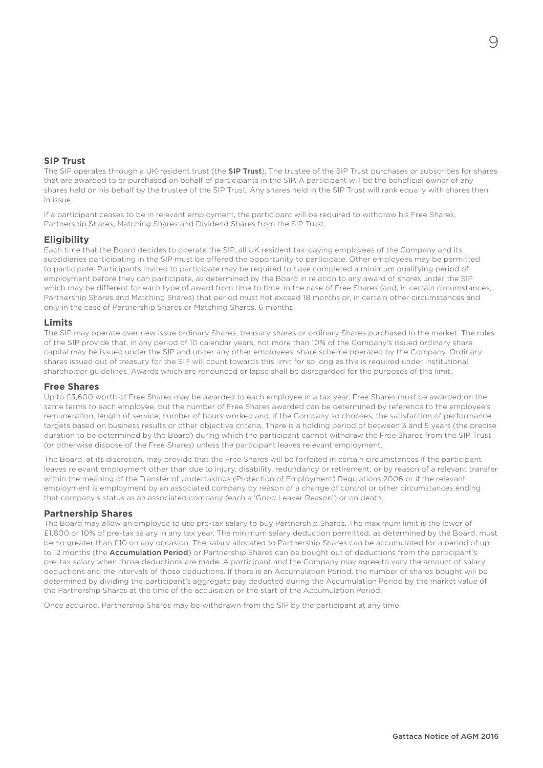## SIP Trust

The SIP operates through a UK-resident trust (the **SIP Trust**). The trustee of the SIP Trust purchases or subscribes for shares that are awarded to or purchased on behalf of participants in the SIP. A participant will be the beneficial owner of any shares held on his behalf by the trustee of the SIP Trust. Any shares held in the SIP Trust will rank equally with shares then in issue.

If a participant ceases to be in relevant employment, the participant will be required to withdraw his Free Shares, Partnership Shares, Matching Shares and Dividend Shares from the SIP Trust.

## Eligibility

Each time that the Board decides to operate the SIP, all UK resident tax-paying employees of the Company and its subsidiaries participating in the SIP must be offered the opportunity to participate. Other employees may be permitted to participate. Participants invited to participate may be required to have completed a minimum qualifying period of employment before they can participate, as determined by the Board in relation to any award of shares under the SIP which may be different for each type of award from time to time. In the case of Free Shares (and, in certain circumstances, Partnership Shares and Matching Shares) that period must not exceed 18 months or, in certain other circumstances and only in the case of Partnership Shares or Matching Shares, 6 months.

## Limits

The SIP may operate over new issue ordinary Shares, treasury shares or ordinary Shares purchased in the market. The rules of the SIP provide that, in any period of 10 calendar years, not more than 10% of the Company's issued ordinary share capital may be issued under the SIP and under any other employees' share scheme operated by the Company. Ordinary shares issued out of treasury for the SIP will count towards this limit for so long as this is required under institutional shareholder guidelines. Awards which are renounced or lapse shall be disregarded for the purposes of this limit.

## Free Shares

Up to £3,600 worth of Free Shares may be awarded to each employee in a tax year. Free Shares must be awarded on the same terms to each employee, but the number of Free Shares awarded can be determined by reference to the employee's remuneration, length of service, number of hours worked and, if the Company so chooses, the satisfaction of performance targets based on business results or other objective criteria. There is a holding period of between 3 and 5 years (the precise duration to be determined by the Board) during which the participant cannot withdraw the Free Shares from the SIP Trust (or otherwise dispose of the Free Shares) unless the participant leaves relevant employment.

The Board, at its discretion, may provide that the Free Shares will be forfeited in certain circumstances if the participant leaves relevant employment other than due to injury, disability, redundancy or retirement, or by reason of a relevant transfer within the meaning of the Transfer of Undertakings (Protection of Employment) Regulations 2006 or if the relevant employment is employment by an associated company by reason of a change of control or other circumstances ending that company's status as an associated company (each a 'Good Leaver Reason') or on death.

## Partnership Shares

The Board may allow an employee to use pre-tax salary to buy Partnership Shares. The maximum limit is the lower of £1,800 or 10% of pre-tax salary in any tax year. The minimum salary deduction permitted, as determined by the Board, must be no greater than £10 on any occasion. The salary allocated to Partnership Shares can be accumulated for a period of up to 12 months (the **Accumulation Period**) or Partnership Shares can be bought out of deductions from the participant's pre-tax salary when those deductions are made. A participant and the Company may agree to vary the amount of salary deductions and the intervals of those deductions. If there is an Accumulation Period, the number of shares bought will be determined by dividing the participant's aggregate pay deducted during the Accumulation Period by the market value of the Partnership Shares at the time of the acquisition or the start of the Accumulation Period.

Once acquired, Partnership Shares may be withdrawn from the SIP by the participant at any time.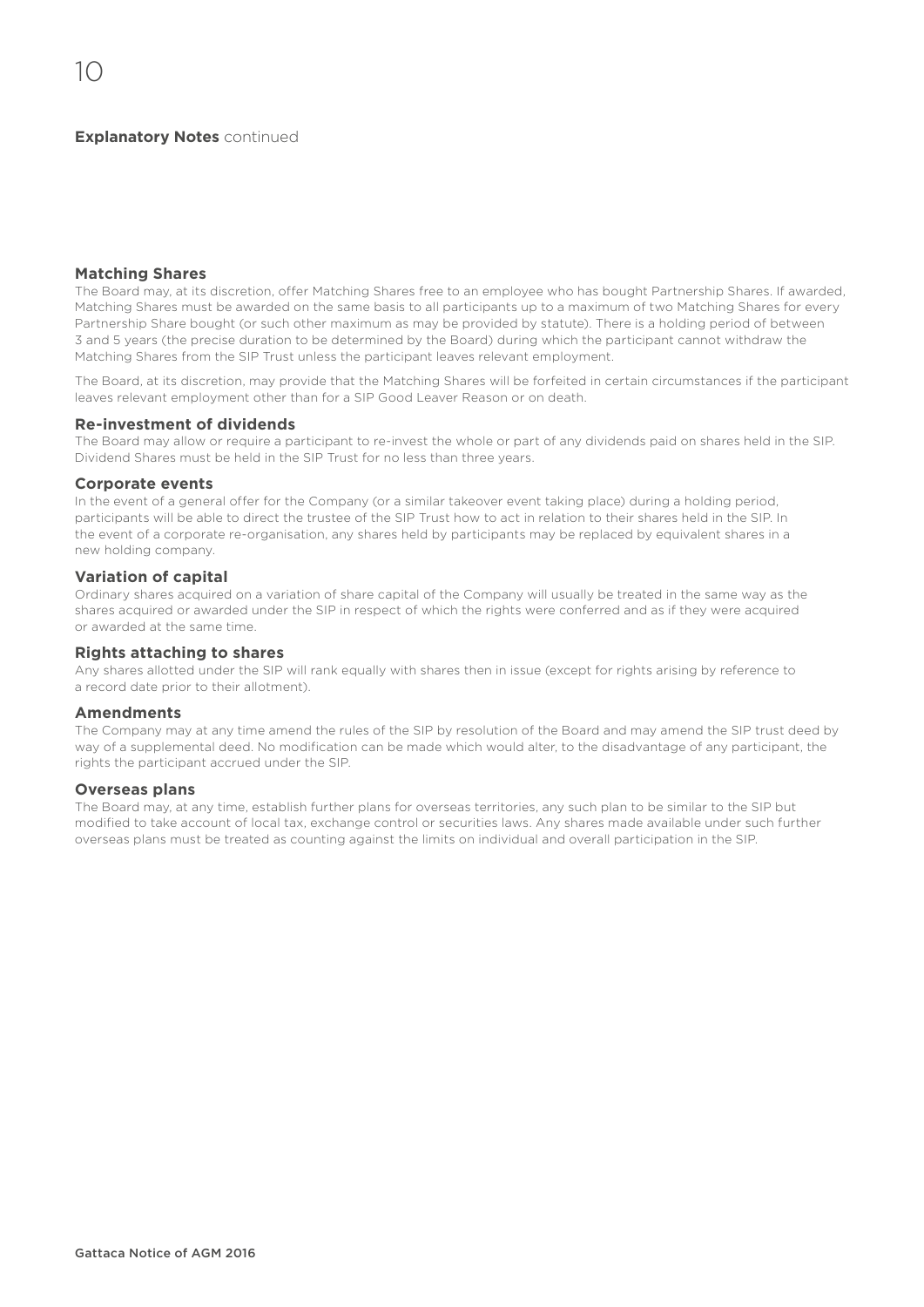**Explanatory Notes** continued

### Matching Shares

The Board may, at its discretion, offer Matching Shares free to an employee who has bought Partnership Shares. If awarded, Matching Shares must be awarded on the same basis to all participants up to a maximum of two Matching Shares for every Partnership Share bought (or such other maximum as may be provided by statute). There is a holding period of between 3 and 5 years (the precise duration to be determined by the Board) during which the participant cannot withdraw the Matching Shares from the SIP Trust unless the participant leaves relevant employment.

The Board, at its discretion, may provide that the Matching Shares will be forfeited in certain circumstances if the participant leaves relevant employment other than for a SIP Good Leaver Reason or on death.

### Re-investment of dividends

The Board may allow or require a participant to re-invest the whole or part of any dividends paid on shares held in the SIP. Dividend Shares must be held in the SIP Trust for no less than three years.

### Corporate events

In the event of a general offer for the Company (or a similar takeover event taking place) during a holding period, participants will be able to direct the trustee of the SIP Trust how to act in relation to their shares held in the SIP. In the event of a corporate re-organisation, any shares held by participants may be replaced by equivalent shares in a new holding company.

### Variation of capital

Ordinary shares acquired on a variation of share capital of the Company will usually be treated in the same way as the shares acquired or awarded under the SIP in respect of which the rights were conferred and as if they were acquired or awarded at the same time.

### Rights attaching to shares

Any shares allotted under the SIP will rank equally with shares then in issue (except for rights arising by reference to a record date prior to their allotment).

### Amendments

The Company may at any time amend the rules of the SIP by resolution of the Board and may amend the SIP trust deed by way of a supplemental deed. No modification can be made which would alter, to the disadvantage of any participant, the rights the participant accrued under the SIP.

### Overseas plans

The Board may, at any time, establish further plans for overseas territories, any such plan to be similar to the SIP but modified to take account of local tax, exchange control or securities laws. Any shares made available under such further overseas plans must be treated as counting against the limits on individual and overall participation in the SIP.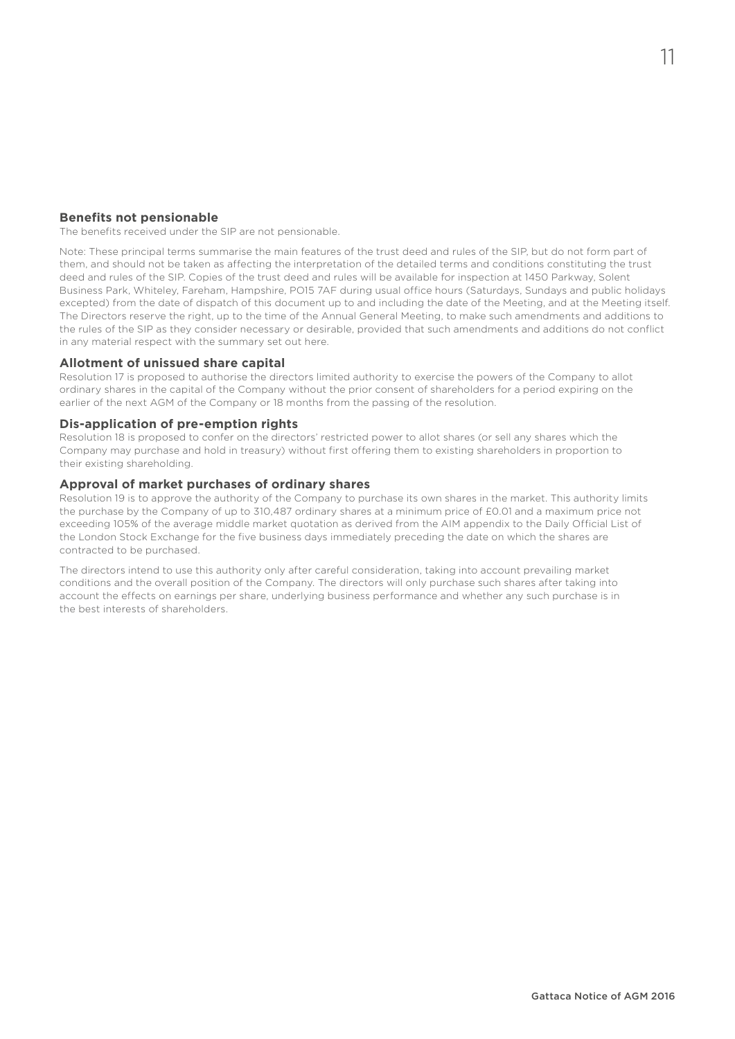## Benefits not pensionable

The benefits received under the SIP are not pensionable.

Note: These principal terms summarise the main features of the trust deed and rules of the SIP, but do not form part of them, and should not be taken as affecting the interpretation of the detailed terms and conditions constituting the trust deed and rules of the SIP. Copies of the trust deed and rules will be available for inspection at 1450 Parkway, Solent Business Park, Whiteley, Fareham, Hampshire, PO15 7AF during usual office hours (Saturdays, Sundays and public holidays excepted) from the date of dispatch of this document up to and including the date of the Meeting, and at the Meeting itself. The Directors reserve the right, up to the time of the Annual General Meeting, to make such amendments and additions to the rules of the SIP as they consider necessary or desirable, provided that such amendments and additions do not conflict in any material respect with the summary set out here.

## Allotment of unissued share capital

Resolution 17 is proposed to authorise the directors limited authority to exercise the powers of the Company to allot ordinary shares in the capital of the Company without the prior consent of shareholders for a period expiring on the earlier of the next AGM of the Company or 18 months from the passing of the resolution.

## Dis-application of pre-emption rights

Resolution 18 is proposed to confer on the directors' restricted power to allot shares (or sell any shares which the Company may purchase and hold in treasury) without first offering them to existing shareholders in proportion to their existing shareholding.

## Approval of market purchases of ordinary shares

Resolution 19 is to approve the authority of the Company to purchase its own shares in the market. This authority limits the purchase by the Company of up to 310,487 ordinary shares at a minimum price of £0.01 and a maximum price not exceeding 105% of the average middle market quotation as derived from the AIM appendix to the Daily Official List of the London Stock Exchange for the five business days immediately preceding the date on which the shares are contracted to be purchased.

The directors intend to use this authority only after careful consideration, taking into account prevailing market conditions and the overall position of the Company. The directors will only purchase such shares after taking into account the effects on earnings per share, underlying business performance and whether any such purchase is in the best interests of shareholders.